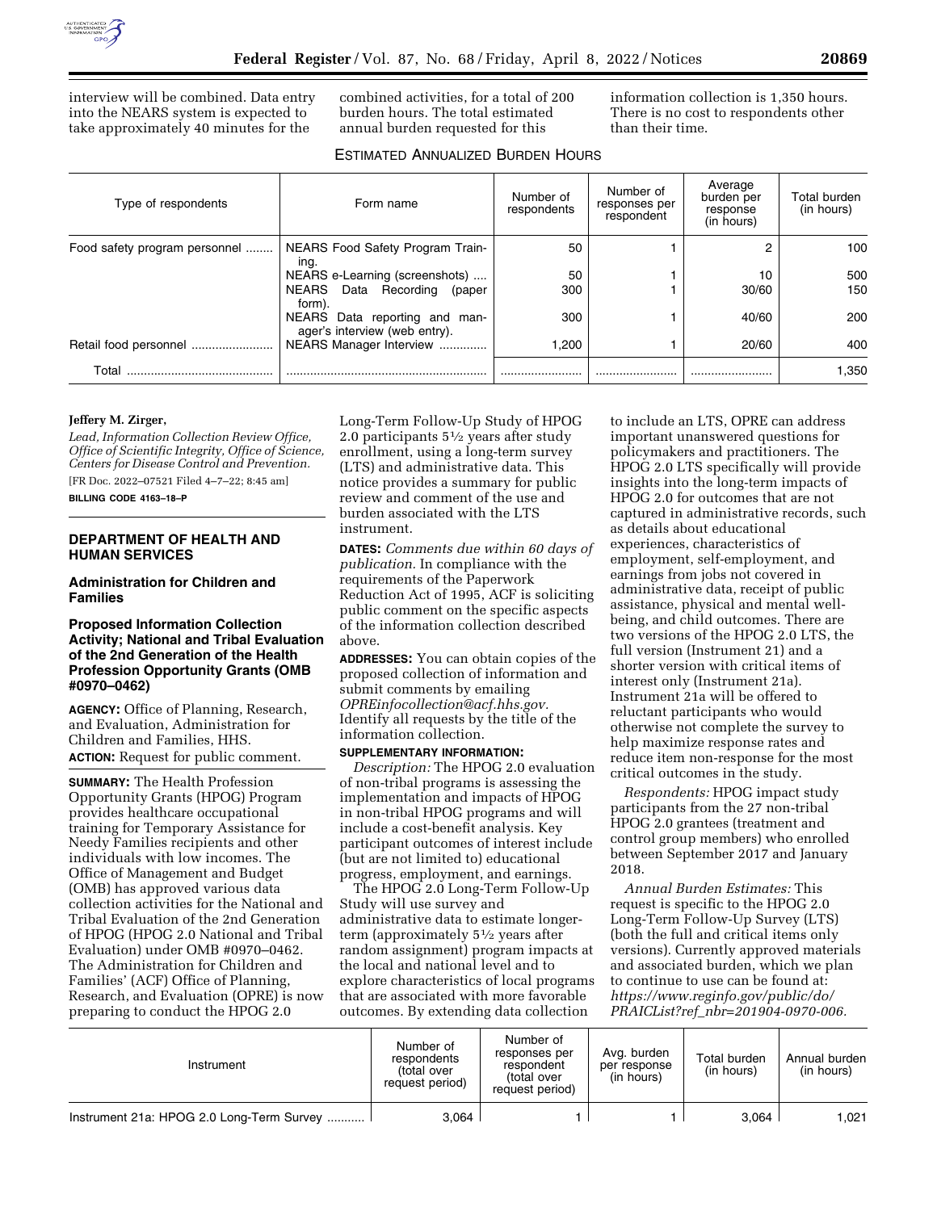interview will be combined. Data entry into the NEARS system is expected to take approximately 40 minutes for the combined activities, for a total of 200 burden hours. The total estimated annual burden requested for this information collection is 1,350 hours. There is no cost to respondents other than their time.

ESTIMATED ANNUALIZED BURDEN HOURS

| Type of respondents | Form name | Number of respondents | Number of responses per respondent | Average burden per response (in hours) | Total burden (in hours) |
|---|---|---|---|---|---|
| Food safety program personnel | NEARS Food Safety Program Training. | 50 | 1 | 2 | 100 |
| | NEARS e-Learning (screenshots) | 50 | 1 | 10 | 500 |
| | NEARS Data Recording (paper form). | 300 | 1 | 30/60 | 150 |
| | NEARS Data reporting and manager's interview (web entry). | 300 | 1 | 40/60 | 200 |
| Retail food personnel | NEARS Manager Interview | 1,200 | 1 | 20/60 | 400 |
| Total | | | | | 1,350 |

**Jeffery M. Zirger,**

*Lead, Information Collection Review Office, Office of Scientific Integrity, Office of Science, Centers for Disease Control and Prevention.*

[FR Doc. 2022–07521 Filed 4–7–22; 8:45 am]

**BILLING CODE 4163–18–P**

## DEPARTMENT OF HEALTH AND HUMAN SERVICES

### Administration for Children and Families

### Proposed Information Collection Activity; National and Tribal Evaluation of the 2nd Generation of the Health Profession Opportunity Grants (OMB #0970–0462)

**AGENCY:** Office of Planning, Research, and Evaluation, Administration for Children and Families, HHS.

**ACTION:** Request for public comment.

**SUMMARY:** The Health Profession Opportunity Grants (HPOG) Program provides healthcare occupational training for Temporary Assistance for Needy Families recipients and other individuals with low incomes. The Office of Management and Budget (OMB) has approved various data collection activities for the National and Tribal Evaluation of the 2nd Generation of HPOG (HPOG 2.0 National and Tribal Evaluation) under OMB #0970–0462. The Administration for Children and Families' (ACF) Office of Planning, Research, and Evaluation (OPRE) is now preparing to conduct the HPOG 2.0 Long-Term Follow-Up Study of HPOG 2.0 participants 5½ years after study enrollment, using a long-term survey (LTS) and administrative data. This notice provides a summary for public review and comment of the use and burden associated with the LTS instrument.

**DATES:** *Comments due within 60 days of publication.* In compliance with the requirements of the Paperwork Reduction Act of 1995, ACF is soliciting public comment on the specific aspects of the information collection described above.

**ADDRESSES:** You can obtain copies of the proposed collection of information and submit comments by emailing *OPREinfocollection@acf.hhs.gov.* Identify all requests by the title of the information collection.

**SUPPLEMENTARY INFORMATION:**

*Description:* The HPOG 2.0 evaluation of non-tribal programs is assessing the implementation and impacts of HPOG in non-tribal HPOG programs and will include a cost-benefit analysis. Key participant outcomes of interest include (but are not limited to) educational progress, employment, and earnings.

The HPOG 2.0 Long-Term Follow-Up Study will use survey and administrative data to estimate longer-term (approximately 5½ years after random assignment) program impacts at the local and national level and to explore characteristics of local programs that are associated with more favorable outcomes. By extending data collection to include an LTS, OPRE can address important unanswered questions for policymakers and practitioners. The HPOG 2.0 LTS specifically will provide insights into the long-term impacts of HPOG 2.0 for outcomes that are not captured in administrative records, such as details about educational experiences, characteristics of employment, self-employment, and earnings from jobs not covered in administrative data, receipt of public assistance, physical and mental well-being, and child outcomes. There are two versions of the HPOG 2.0 LTS, the full version (Instrument 21) and a shorter version with critical items of interest only (Instrument 21a). Instrument 21a will be offered to reluctant participants who would otherwise not complete the survey to help maximize response rates and reduce item non-response for the most critical outcomes in the study.

*Respondents:* HPOG impact study participants from the 27 non-tribal HPOG 2.0 grantees (treatment and control group members) who enrolled between September 2017 and January 2018.

*Annual Burden Estimates:* This request is specific to the HPOG 2.0 Long-Term Follow-Up Survey (LTS) (both the full and critical items only versions). Currently approved materials and associated burden, which we plan to continue to use can be found at: *https://www.reginfo.gov/public/do/PRAICList?ref_nbr=201904-0970-006.*

| Instrument | Number of respondents (total over request period) | Number of responses per respondent (total over request period) | Avg. burden per response (in hours) | Total burden (in hours) | Annual burden (in hours) |
|---|---|---|---|---|---|
| Instrument 21a: HPOG 2.0 Long-Term Survey | 3,064 | 1 | 1 | 3,064 | 1,021 |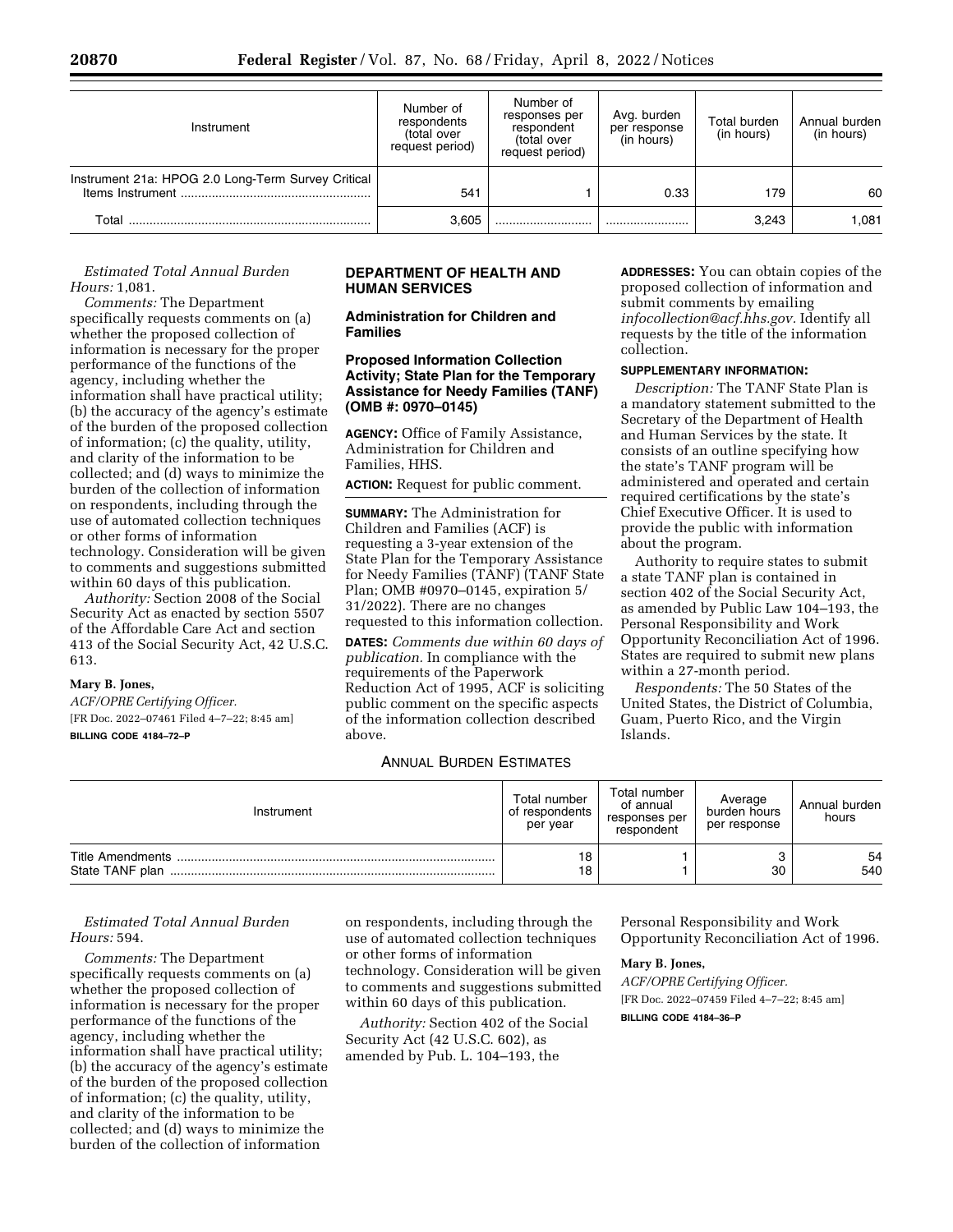| Instrument | Number of respondents (total over request period) | Number of responses per respondent (total over request period) | Avg. burden per response (in hours) | Total burden (in hours) | Annual burden (in hours) |
| --- | --- | --- | --- | --- | --- |
| Instrument 21a: HPOG 2.0 Long-Term Survey Critical Items Instrument | 541 | 1 | 0.33 | 179 | 60 |
| Total | 3,605 | | | 3,243 | 1,081 |

*Estimated Total Annual Burden Hours:* 1,081.

*Comments:* The Department specifically requests comments on (a) whether the proposed collection of information is necessary for the proper performance of the functions of the agency, including whether the information shall have practical utility; (b) the accuracy of the agency's estimate of the burden of the proposed collection of information; (c) the quality, utility, and clarity of the information to be collected; and (d) ways to minimize the burden of the collection of information on respondents, including through the use of automated collection techniques or other forms of information technology. Consideration will be given to comments and suggestions submitted within 60 days of this publication.

*Authority:* Section 2008 of the Social Security Act as enacted by section 5507 of the Affordable Care Act and section 413 of the Social Security Act, 42 U.S.C. 613.

**Mary B. Jones,**

*ACF/OPRE Certifying Officer.*

[FR Doc. 2022–07461 Filed 4–7–22; 8:45 am]

**BILLING CODE 4184–72–P**

## DEPARTMENT OF HEALTH AND HUMAN SERVICES

### Administration for Children and Families

### Proposed Information Collection Activity; State Plan for the Temporary Assistance for Needy Families (TANF) (OMB #: 0970–0145)

**AGENCY:** Office of Family Assistance, Administration for Children and Families, HHS.

**ACTION:** Request for public comment.

**SUMMARY:** The Administration for Children and Families (ACF) is requesting a 3-year extension of the State Plan for the Temporary Assistance for Needy Families (TANF) (TANF State Plan; OMB #0970–0145, expiration 5/31/2022). There are no changes requested to this information collection.

**DATES:** *Comments due within 60 days of publication.* In compliance with the requirements of the Paperwork Reduction Act of 1995, ACF is soliciting public comment on the specific aspects of the information collection described above.

**ADDRESSES:** You can obtain copies of the proposed collection of information and submit comments by emailing *infocollection@acf.hhs.gov.* Identify all requests by the title of the information collection.

**SUPPLEMENTARY INFORMATION:**

*Description:* The TANF State Plan is a mandatory statement submitted to the Secretary of the Department of Health and Human Services by the state. It consists of an outline specifying how the state's TANF program will be administered and operated and certain required certifications by the state's Chief Executive Officer. It is used to provide the public with information about the program.

Authority to require states to submit a state TANF plan is contained in section 402 of the Social Security Act, as amended by Public Law 104–193, the Personal Responsibility and Work Opportunity Reconciliation Act of 1996. States are required to submit new plans within a 27-month period.

*Respondents:* The 50 States of the United States, the District of Columbia, Guam, Puerto Rico, and the Virgin Islands.

ANNUAL BURDEN ESTIMATES

| Instrument | Total number of respondents per year | Total number of annual responses per respondent | Average burden hours per response | Annual burden hours |
| --- | --- | --- | --- | --- |
| Title Amendments | 18 | 1 | 3 | 54 |
| State TANF plan | 18 | 1 | 30 | 540 |

*Estimated Total Annual Burden Hours:* 594.

*Comments:* The Department specifically requests comments on (a) whether the proposed collection of information is necessary for the proper performance of the functions of the agency, including whether the information shall have practical utility; (b) the accuracy of the agency's estimate of the burden of the proposed collection of information; (c) the quality, utility, and clarity of the information to be collected; and (d) ways to minimize the burden of the collection of information on respondents, including through the use of automated collection techniques or other forms of information technology. Consideration will be given to comments and suggestions submitted within 60 days of this publication.

*Authority:* Section 402 of the Social Security Act (42 U.S.C. 602), as amended by Pub. L. 104–193, the Personal Responsibility and Work Opportunity Reconciliation Act of 1996.

**Mary B. Jones,**

*ACF/OPRE Certifying Officer.*

[FR Doc. 2022–07459 Filed 4–7–22; 8:45 am]

**BILLING CODE 4184–36–P**